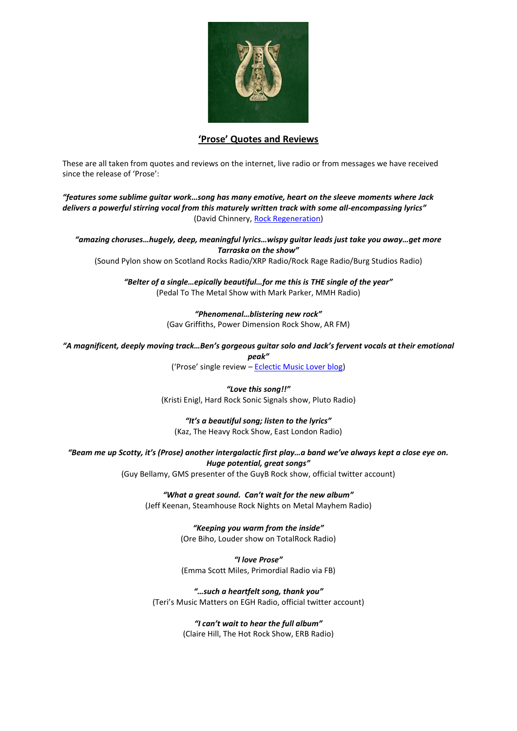## 'Prose' Quotes and Reviews

These are all taken from quotes and reviews on the internet, live radio or from messages we have received since the release of 'Prose':

***"features some sublime guitar work…song has many emotive, heart on the sleeve moments where Jack delivers a powerful stirring vocal from this maturely written track with some all-encompassing lyrics"***
(David Chinnery, Rock Regeneration)

***"amazing choruses…hugely, deep, meaningful lyrics…wispy guitar leads just take you away…get more Tarraska on the show"***
(Sound Pylon show on Scotland Rocks Radio/XRP Radio/Rock Rage Radio/Burg Studios Radio)

***"Belter of a single…epically beautiful…for me this is THE single of the year"***
(Pedal To The Metal Show with Mark Parker, MMH Radio)

***"Phenomenal…blistering new rock"***
(Gav Griffiths, Power Dimension Rock Show, AR FM)

***"A magnificent, deeply moving track…Ben's gorgeous guitar solo and Jack's fervent vocals at their emotional peak"***
('Prose' single review – Eclectic Music Lover blog)

***"Love this song!!"***
(Kristi Enigl, Hard Rock Sonic Signals show, Pluto Radio)

***"It's a beautiful song; listen to the lyrics"***
(Kaz, The Heavy Rock Show, East London Radio)

***"Beam me up Scotty, it's (Prose) another intergalactic first play…a band we've always kept a close eye on. Huge potential, great songs"***
(Guy Bellamy, GMS presenter of the GuyB Rock show, official twitter account)

***"What a great sound. Can't wait for the new album"***
(Jeff Keenan, Steamhouse Rock Nights on Metal Mayhem Radio)

***"Keeping you warm from the inside"***
(Ore Biho, Louder show on TotalRock Radio)

***"I love Prose"***
(Emma Scott Miles, Primordial Radio via FB)

***"…such a heartfelt song, thank you"***
(Teri's Music Matters on EGH Radio, official twitter account)

***"I can't wait to hear the full album"***
(Claire Hill, The Hot Rock Show, ERB Radio)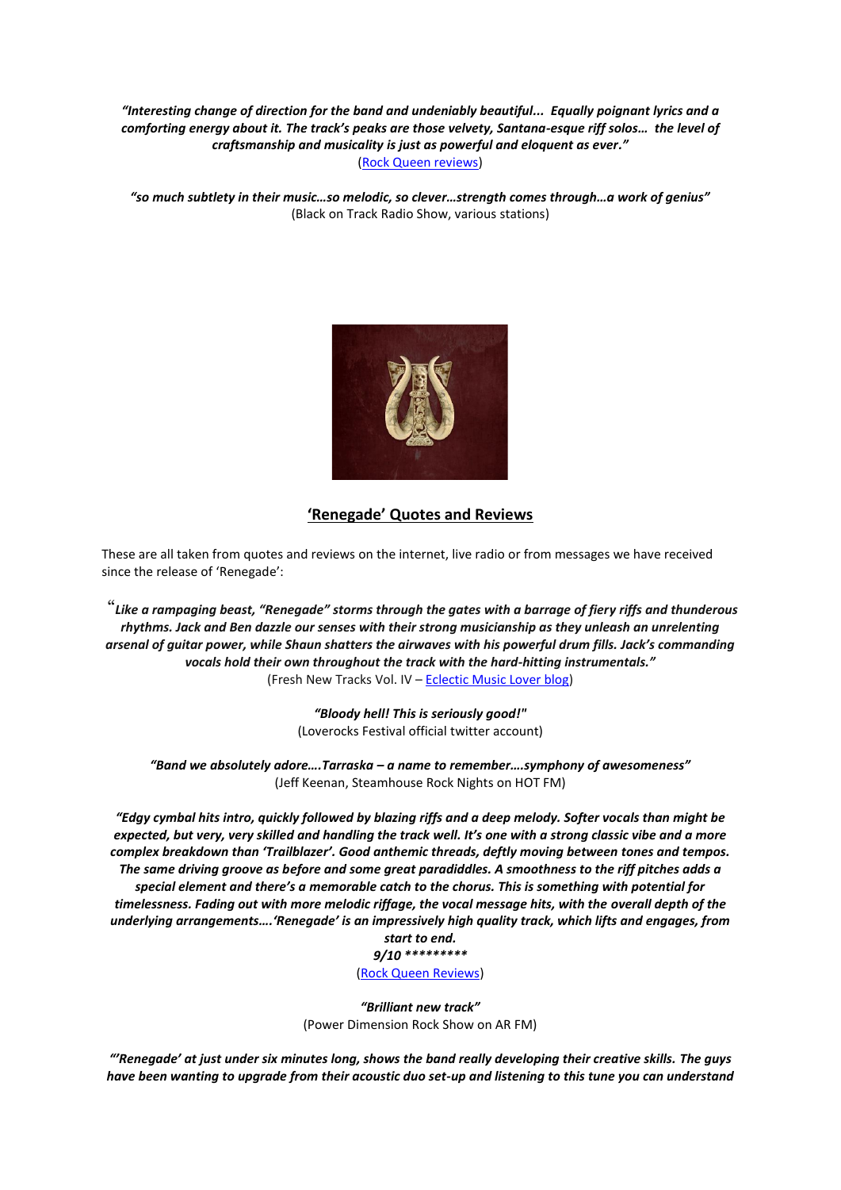***"Interesting change of direction for the band and undeniably beautiful... Equally poignant lyrics and a comforting energy about it. The track's peaks are those velvety, Santana-esque riff solos... the level of craftsmanship and musicality is just as powerful and eloquent as ever."***
([Rock Queen reviews](#))

***"so much subtlety in their music…so melodic, so clever…strength comes through…a work of genius"***
(Black on Track Radio Show, various stations)

## 'Renegade' Quotes and Reviews

These are all taken from quotes and reviews on the internet, live radio or from messages we have received since the release of 'Renegade':

***"Like a rampaging beast, "Renegade" storms through the gates with a barrage of fiery riffs and thunderous rhythms. Jack and Ben dazzle our senses with their strong musicianship as they unleash an unrelenting arsenal of guitar power, while Shaun shatters the airwaves with his powerful drum fills. Jack's commanding vocals hold their own throughout the track with the hard-hitting instrumentals."***
(Fresh New Tracks Vol. IV – [Eclectic Music Lover blog](#))

***"Bloody hell! This is seriously good!"***
(Loverocks Festival official twitter account)

***"Band we absolutely adore….Tarraska – a name to remember….symphony of awesomeness"***
(Jeff Keenan, Steamhouse Rock Nights on HOT FM)

***"Edgy cymbal hits intro, quickly followed by blazing riffs and a deep melody. Softer vocals than might be expected, but very, very skilled and handling the track well. It's one with a strong classic vibe and a more complex breakdown than 'Trailblazer'. Good anthemic threads, deftly moving between tones and tempos. The same driving groove as before and some great paradiddles. A smoothness to the riff pitches adds a special element and there's a memorable catch to the chorus. This is something with potential for timelessness. Fading out with more melodic riffage, the vocal message hits, with the overall depth of the underlying arrangements….'Renegade' is an impressively high quality track, which lifts and engages, from start to end.***
***9/10 \*\*\*\*\*\*\*\*\****
([Rock Queen Reviews](#))

***"Brilliant new track"***
(Power Dimension Rock Show on AR FM)

***"'Renegade' at just under six minutes long, shows the band really developing their creative skills. The guys have been wanting to upgrade from their acoustic duo set-up and listening to this tune you can understand***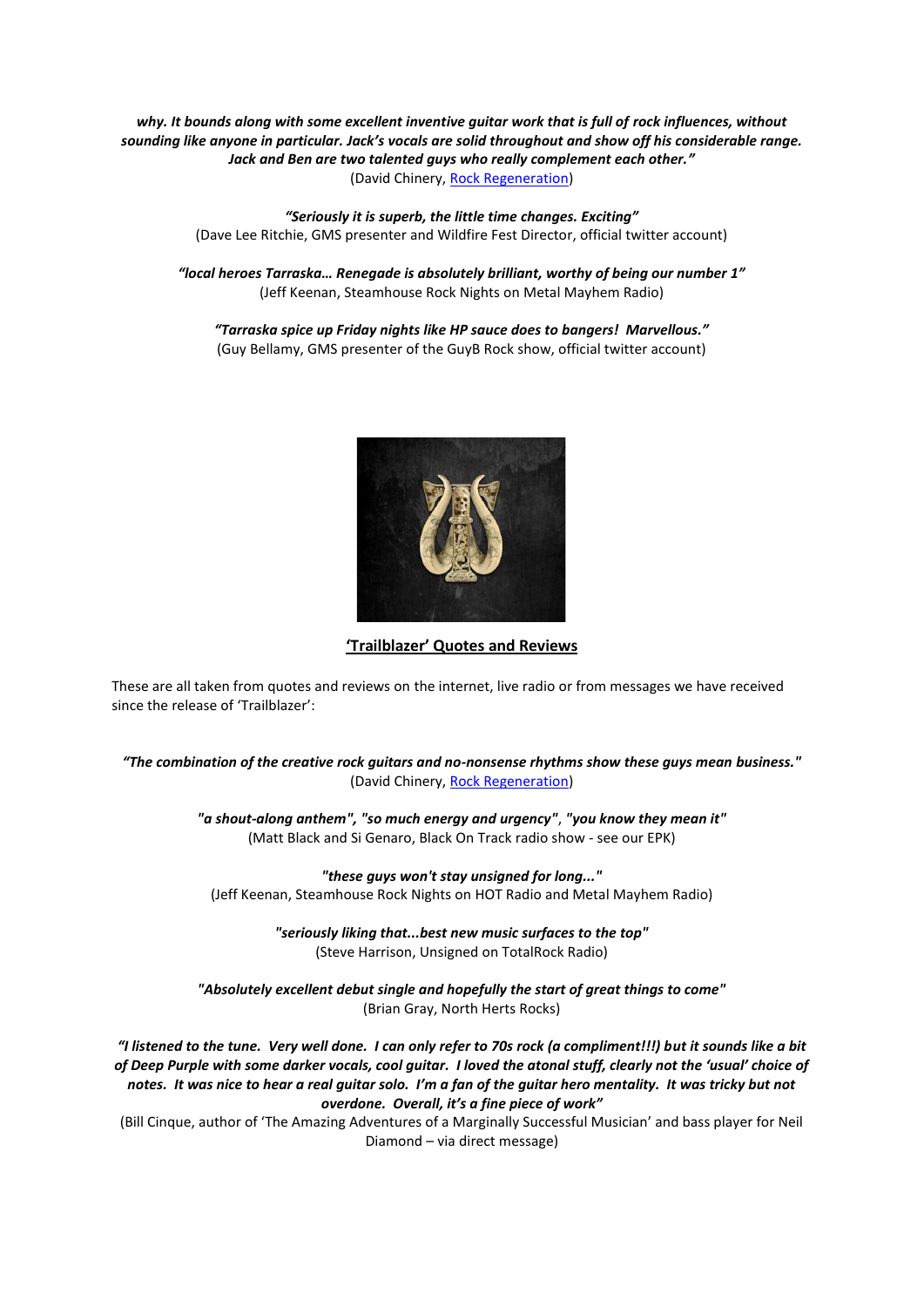***why. It bounds along with some excellent inventive guitar work that is full of rock influences, without sounding like anyone in particular. Jack's vocals are solid throughout and show off his considerable range. Jack and Ben are two talented guys who really complement each other."***
(David Chinery, [Rock Regeneration])

***"Seriously it is superb, the little time changes. Exciting"***
(Dave Lee Ritchie, GMS presenter and Wildfire Fest Director, official twitter account)

***"local heroes Tarraska… Renegade is absolutely brilliant, worthy of being our number 1"***
(Jeff Keenan, Steamhouse Rock Nights on Metal Mayhem Radio)

***"Tarraska spice up Friday nights like HP sauce does to bangers! Marvellous."***
(Guy Bellamy, GMS presenter of the GuyB Rock show, official twitter account)

## 'Trailblazer' Quotes and Reviews

These are all taken from quotes and reviews on the internet, live radio or from messages we have received since the release of 'Trailblazer':

***"The combination of the creative rock guitars and no-nonsense rhythms show these guys mean business."***
(David Chinery, [Rock Regeneration])

***"a shout-along anthem", "so much energy and urgency", "you know they mean it"***
(Matt Black and Si Genaro, Black On Track radio show - see our EPK)

***"these guys won't stay unsigned for long..."***
(Jeff Keenan, Steamhouse Rock Nights on HOT Radio and Metal Mayhem Radio)

***"seriously liking that...best new music surfaces to the top"***
(Steve Harrison, Unsigned on TotalRock Radio)

***"Absolutely excellent debut single and hopefully the start of great things to come"***
(Brian Gray, North Herts Rocks)

***"I listened to the tune. Very well done. I can only refer to 70s rock (a compliment!!!) but it sounds like a bit of Deep Purple with some darker vocals, cool guitar. I loved the atonal stuff, clearly not the 'usual' choice of notes. It was nice to hear a real guitar solo. I'm a fan of the guitar hero mentality. It was tricky but not overdone. Overall, it's a fine piece of work"***
(Bill Cinque, author of 'The Amazing Adventures of a Marginally Successful Musician' and bass player for Neil Diamond – via direct message)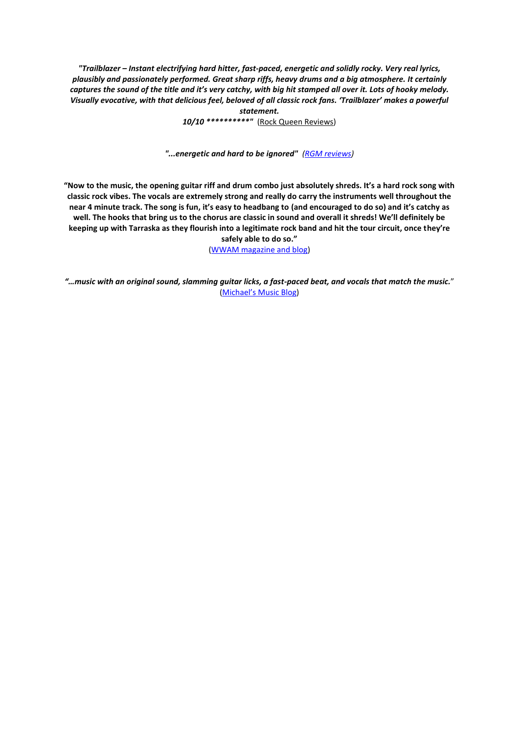*"Trailblazer – Instant electrifying hard hitter, fast-paced, energetic and solidly rocky. Very real lyrics, plausibly and passionately performed. Great sharp riffs, heavy drums and a big atmosphere. It certainly captures the sound of the title and it's very catchy, with big hit stamped all over it. Lots of hooky melody. Visually evocative, with that delicious feel, beloved of all classic rock fans. 'Trailblazer' makes a powerful statement.*

***10/10 \*\*\*\*\*\*\*\*\*\*"*** (Rock Queen Reviews)

***"...energetic and hard to be ignored"*** *(RGM reviews)*

**"Now to the music, the opening guitar riff and drum combo just absolutely shreds. It's a hard rock song with classic rock vibes. The vocals are extremely strong and really do carry the instruments well throughout the near 4 minute track. The song is fun, it's easy to headbang to (and encouraged to do so) and it's catchy as well. The hooks that bring us to the chorus are classic in sound and overall it shreds! We'll definitely be keeping up with Tarraska as they flourish into a legitimate rock band and hit the tour circuit, once they're safely able to do so."**

(WWAM magazine and blog)

***"…music with an original sound, slamming guitar licks, a fast-paced beat, and vocals that match the music."*** (Michael's Music Blog)